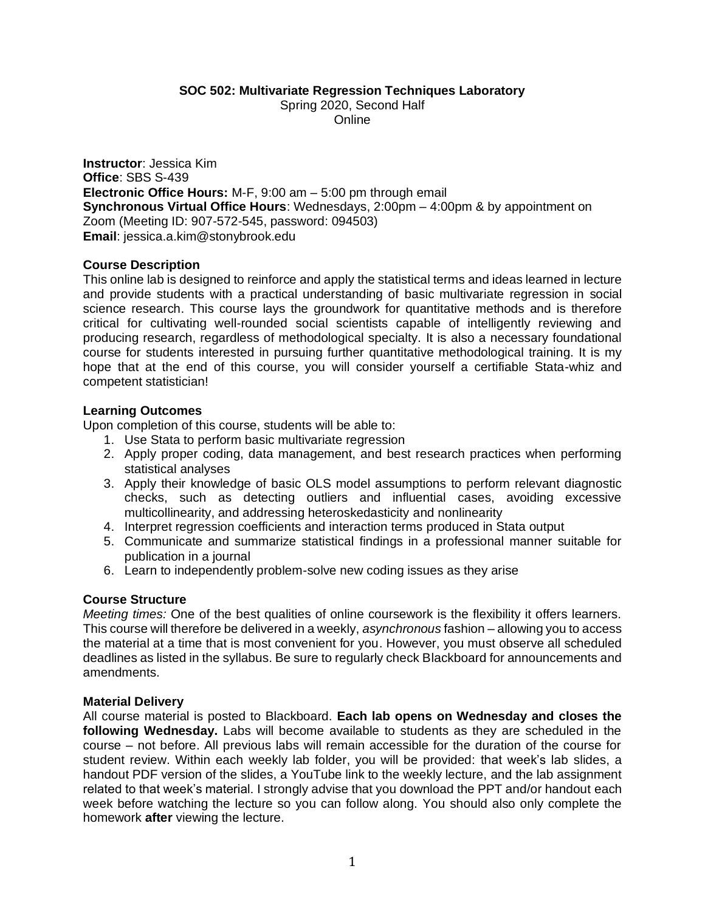**SOC 502: Multivariate Regression Techniques Laboratory**
Spring 2020, Second Half
Online

**Instructor**: Jessica Kim
**Office**: SBS S-439
**Electronic Office Hours:** M-F, 9:00 am – 5:00 pm through email
**Synchronous Virtual Office Hours**: Wednesdays, 2:00pm – 4:00pm & by appointment on Zoom (Meeting ID: 907-572-545, password: 094503)
**Email**: jessica.a.kim@stonybrook.edu

## Course Description

This online lab is designed to reinforce and apply the statistical terms and ideas learned in lecture and provide students with a practical understanding of basic multivariate regression in social science research. This course lays the groundwork for quantitative methods and is therefore critical for cultivating well-rounded social scientists capable of intelligently reviewing and producing research, regardless of methodological specialty. It is also a necessary foundational course for students interested in pursuing further quantitative methodological training. It is my hope that at the end of this course, you will consider yourself a certifiable Stata-whiz and competent statistician!

## Learning Outcomes

Upon completion of this course, students will be able to:

1. Use Stata to perform basic multivariate regression
2. Apply proper coding, data management, and best research practices when performing statistical analyses
3. Apply their knowledge of basic OLS model assumptions to perform relevant diagnostic checks, such as detecting outliers and influential cases, avoiding excessive multicollinearity, and addressing heteroskedasticity and nonlinearity
4. Interpret regression coefficients and interaction terms produced in Stata output
5. Communicate and summarize statistical findings in a professional manner suitable for publication in a journal
6. Learn to independently problem-solve new coding issues as they arise

## Course Structure

*Meeting times:* One of the best qualities of online coursework is the flexibility it offers learners. This course will therefore be delivered in a weekly, *asynchronous* fashion – allowing you to access the material at a time that is most convenient for you. However, you must observe all scheduled deadlines as listed in the syllabus. Be sure to regularly check Blackboard for announcements and amendments.

## Material Delivery

All course material is posted to Blackboard. **Each lab opens on Wednesday and closes the following Wednesday.** Labs will become available to students as they are scheduled in the course – not before. All previous labs will remain accessible for the duration of the course for student review. Within each weekly lab folder, you will be provided: that week's lab slides, a handout PDF version of the slides, a YouTube link to the weekly lecture, and the lab assignment related to that week's material. I strongly advise that you download the PPT and/or handout each week before watching the lecture so you can follow along. You should also only complete the homework **after** viewing the lecture.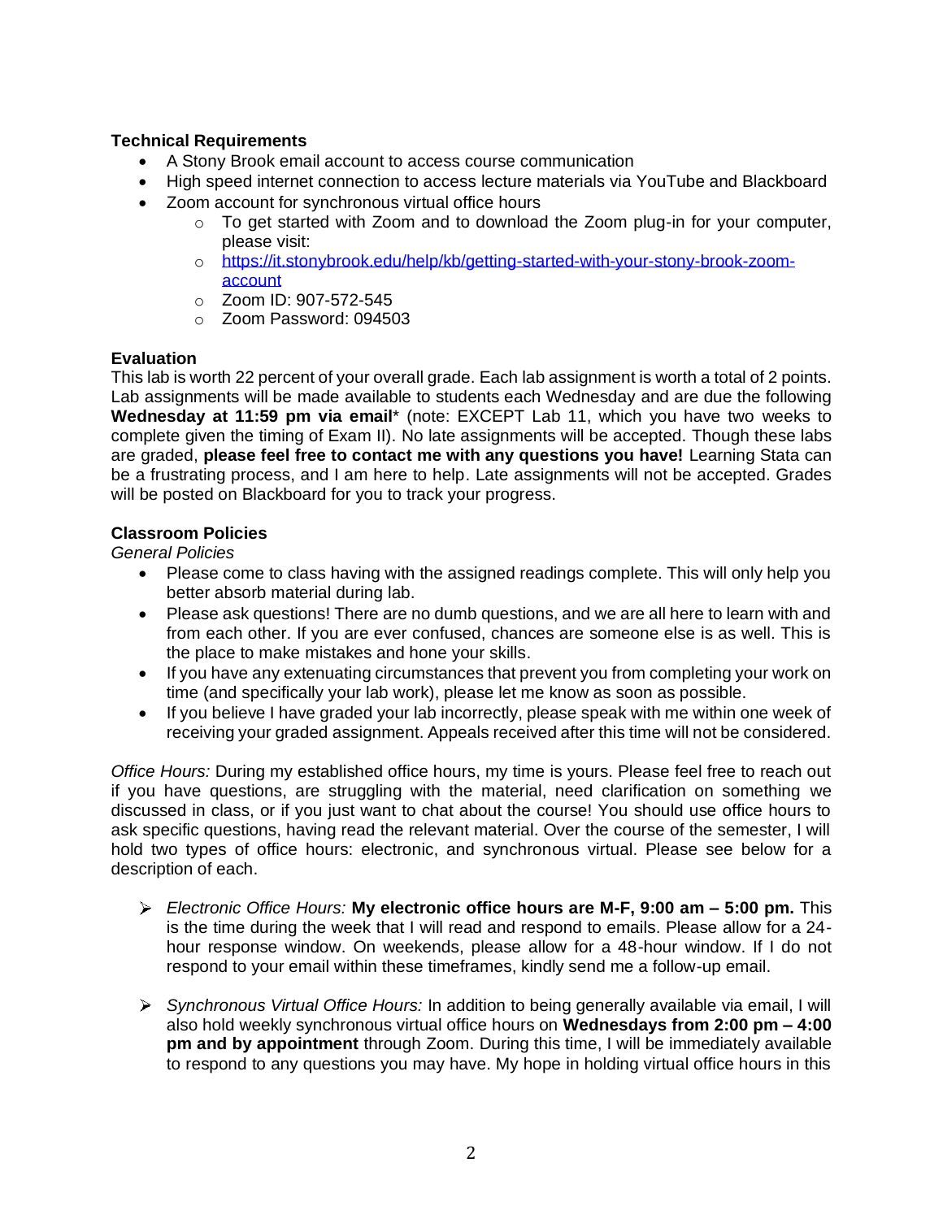**Technical Requirements**

- A Stony Brook email account to access course communication
- High speed internet connection to access lecture materials via YouTube and Blackboard
- Zoom account for synchronous virtual office hours
  - To get started with Zoom and to download the Zoom plug-in for your computer, please visit:
  - [https://it.stonybrook.edu/help/kb/getting-started-with-your-stony-brook-zoom-account](https://it.stonybrook.edu/help/kb/getting-started-with-your-stony-brook-zoom-account)
  - Zoom ID: 907-572-545
  - Zoom Password: 094503

**Evaluation**

This lab is worth 22 percent of your overall grade. Each lab assignment is worth a total of 2 points. Lab assignments will be made available to students each Wednesday and are due the following **Wednesday at 11:59 pm via email*** (note: EXCEPT Lab 11, which you have two weeks to complete given the timing of Exam II). No late assignments will be accepted. Though these labs are graded, **please feel free to contact me with any questions you have!** Learning Stata can be a frustrating process, and I am here to help. Late assignments will not be accepted. Grades will be posted on Blackboard for you to track your progress.

**Classroom Policies**

*General Policies*

- Please come to class having with the assigned readings complete. This will only help you better absorb material during lab.
- Please ask questions! There are no dumb questions, and we are all here to learn with and from each other. If you are ever confused, chances are someone else is as well. This is the place to make mistakes and hone your skills.
- If you have any extenuating circumstances that prevent you from completing your work on time (and specifically your lab work), please let me know as soon as possible.
- If you believe I have graded your lab incorrectly, please speak with me within one week of receiving your graded assignment. Appeals received after this time will not be considered.

*Office Hours:* During my established office hours, my time is yours. Please feel free to reach out if you have questions, are struggling with the material, need clarification on something we discussed in class, or if you just want to chat about the course! You should use office hours to ask specific questions, having read the relevant material. Over the course of the semester, I will hold two types of office hours: electronic, and synchronous virtual. Please see below for a description of each.

- *Electronic Office Hours:* **My electronic office hours are M-F, 9:00 am – 5:00 pm.** This is the time during the week that I will read and respond to emails. Please allow for a 24-hour response window. On weekends, please allow for a 48-hour window. If I do not respond to your email within these timeframes, kindly send me a follow-up email.

- *Synchronous Virtual Office Hours:* In addition to being generally available via email, I will also hold weekly synchronous virtual office hours on **Wednesdays from 2:00 pm – 4:00 pm and by appointment** through Zoom. During this time, I will be immediately available to respond to any questions you may have. My hope in holding virtual office hours in this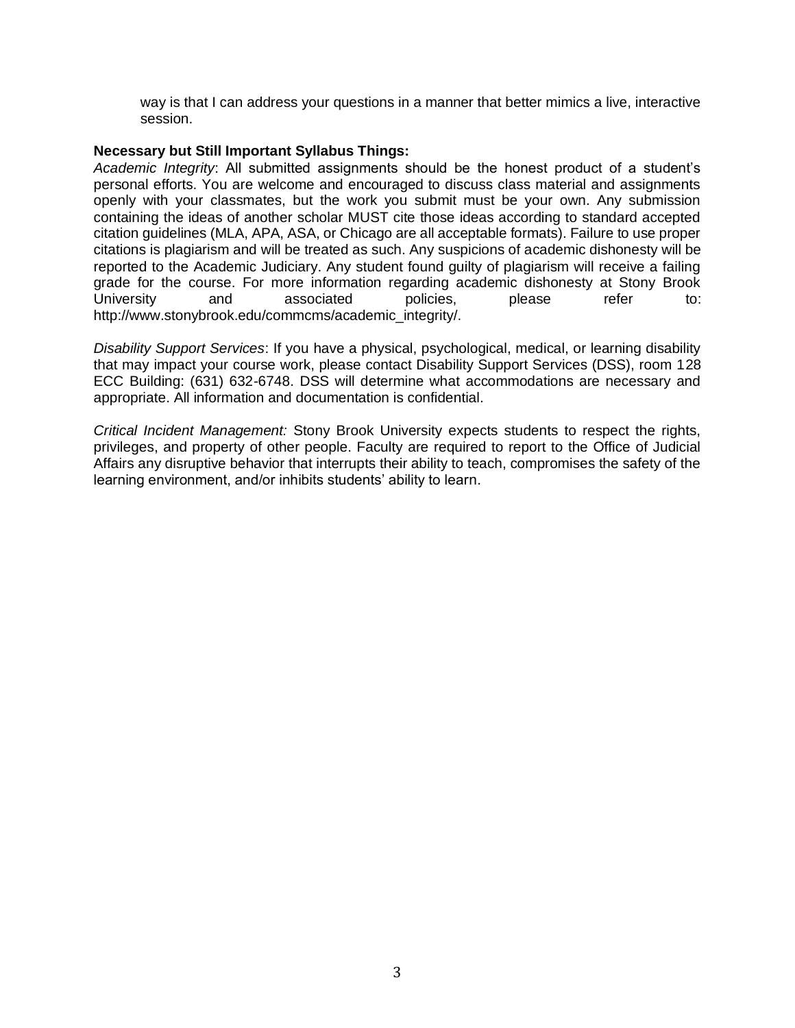way is that I can address your questions in a manner that better mimics a live, interactive session.

**Necessary but Still Important Syllabus Things:**

*Academic Integrity*: All submitted assignments should be the honest product of a student's personal efforts. You are welcome and encouraged to discuss class material and assignments openly with your classmates, but the work you submit must be your own. Any submission containing the ideas of another scholar MUST cite those ideas according to standard accepted citation guidelines (MLA, APA, ASA, or Chicago are all acceptable formats). Failure to use proper citations is plagiarism and will be treated as such. Any suspicions of academic dishonesty will be reported to the Academic Judiciary. Any student found guilty of plagiarism will receive a failing grade for the course. For more information regarding academic dishonesty at Stony Brook University and associated policies, please refer to: http://www.stonybrook.edu/commcms/academic_integrity/.

*Disability Support Services*: If you have a physical, psychological, medical, or learning disability that may impact your course work, please contact Disability Support Services (DSS), room 128 ECC Building: (631) 632-6748. DSS will determine what accommodations are necessary and appropriate. All information and documentation is confidential.

*Critical Incident Management:* Stony Brook University expects students to respect the rights, privileges, and property of other people. Faculty are required to report to the Office of Judicial Affairs any disruptive behavior that interrupts their ability to teach, compromises the safety of the learning environment, and/or inhibits students' ability to learn.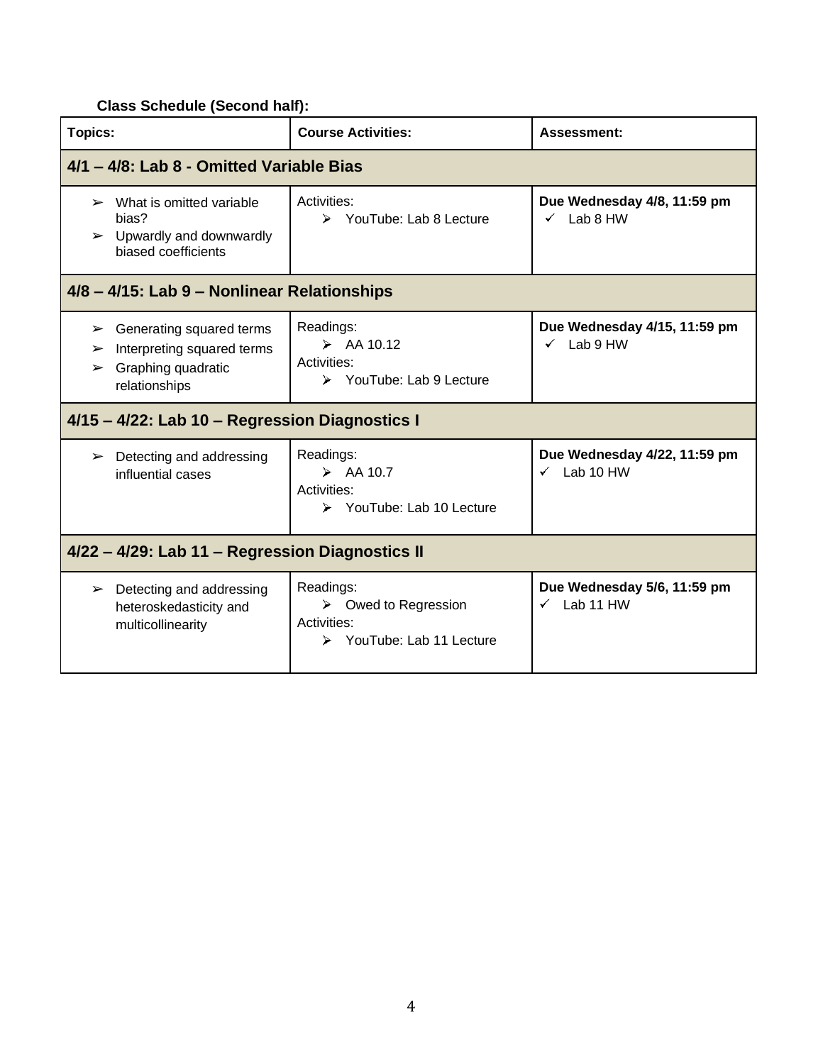**Class Schedule (Second half):**

| Topics: | Course Activities: | Assessment: |
| --- | --- | --- |
| **4/1 – 4/8: Lab 8 - Omitted Variable Bias** | | |
| ➢ What is omitted variable bias?<br>➢ Upwardly and downwardly biased coefficients | Activities:<br>➢ YouTube: Lab 8 Lecture | **Due Wednesday 4/8, 11:59 pm**<br>✓ Lab 8 HW |
| **4/8 – 4/15: Lab 9 – Nonlinear Relationships** | | |
| ➢ Generating squared terms<br>➢ Interpreting squared terms<br>➢ Graphing quadratic relationships | Readings:<br>➢ AA 10.12<br>Activities:<br>➢ YouTube: Lab 9 Lecture | **Due Wednesday 4/15, 11:59 pm**<br>✓ Lab 9 HW |
| **4/15 – 4/22: Lab 10 – Regression Diagnostics I** | | |
| ➢ Detecting and addressing influential cases | Readings:<br>➢ AA 10.7<br>Activities:<br>➢ YouTube: Lab 10 Lecture | **Due Wednesday 4/22, 11:59 pm**<br>✓ Lab 10 HW |
| **4/22 – 4/29: Lab 11 – Regression Diagnostics II** | | |
| ➢ Detecting and addressing heteroskedasticity and multicollinearity | Readings:<br>➢ Owed to Regression<br>Activities:<br>➢ YouTube: Lab 11 Lecture | **Due Wednesday 5/6, 11:59 pm**<br>✓ Lab 11 HW |